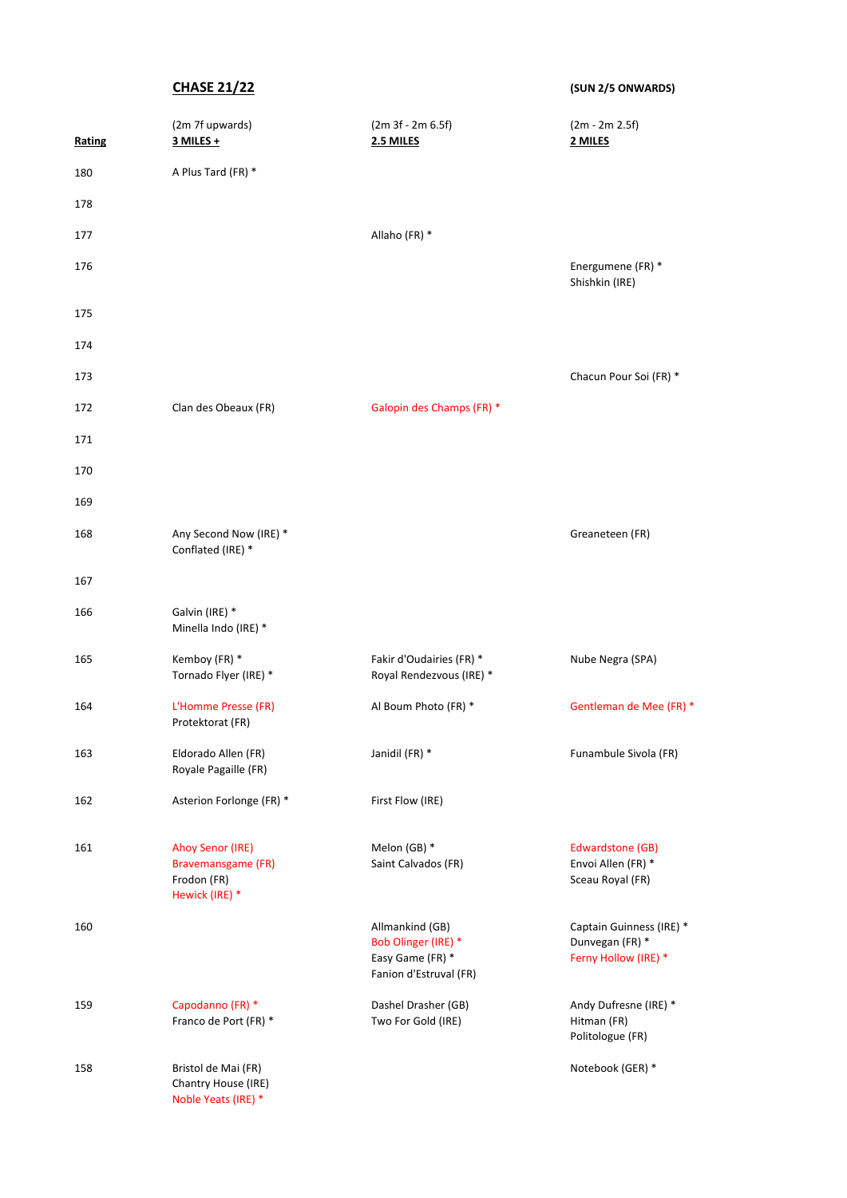**CHASE 21/22** **(SUN 2/5 ONWARDS)**

| Rating | (2m 7f upwards) **3 MILES +** | (2m 3f - 2m 6.5f) **2.5 MILES** | (2m - 2m 2.5f) **2 MILES** |
|---|---|---|---|
| 180 | A Plus Tard (FR) * | | |
| 178 | | | |
| 177 | | Allaho (FR) * | |
| 176 | | | Energumene (FR) *<br>Shishkin (IRE) |
| 175 | | | |
| 174 | | | |
| 173 | | | Chacun Pour Soi (FR) * |
| 172 | Clan des Obeaux (FR) | Galopin des Champs (FR) * | |
| 171 | | | |
| 170 | | | |
| 169 | | | |
| 168 | Any Second Now (IRE) *<br>Conflated (IRE) * | | Greaneteen (FR) |
| 167 | | | |
| 166 | Galvin (IRE) *<br>Minella Indo (IRE) * | | |
| 165 | Kemboy (FR) *<br>Tornado Flyer (IRE) * | Fakir d'Oudairies (FR) *<br>Royal Rendezvous (IRE) * | Nube Negra (SPA) |
| 164 | L'Homme Presse (FR)<br>Protektorat (FR) | Al Boum Photo (FR) * | Gentleman de Mee (FR) * |
| 163 | Eldorado Allen (FR)<br>Royale Pagaille (FR) | Janidil (FR) * | Funambule Sivola (FR) |
| 162 | Asterion Forlonge (FR) * | First Flow (IRE) | |
| 161 | Ahoy Senor (IRE)<br>Bravemansgame (FR)<br>Frodon (FR)<br>Hewick (IRE) * | Melon (GB) *<br>Saint Calvados (FR) | Edwardstone (GB)<br>Envoi Allen (FR) *<br>Sceau Royal (FR) |
| 160 | | Allmankind (GB)<br>Bob Olinger (IRE) *<br>Easy Game (FR) *<br>Fanion d'Estruval (FR) | Captain Guinness (IRE) *<br>Dunvegan (FR) *<br>Ferny Hollow (IRE) * |
| 159 | Capodanno (FR) *<br>Franco de Port (FR) * | Dashel Drasher (GB)<br>Two For Gold (IRE) | Andy Dufresne (IRE) *<br>Hitman (FR)<br>Politologue (FR) |
| 158 | Bristol de Mai (FR)<br>Chantry House (IRE)<br>Noble Yeats (IRE) * | | Notebook (GER) * |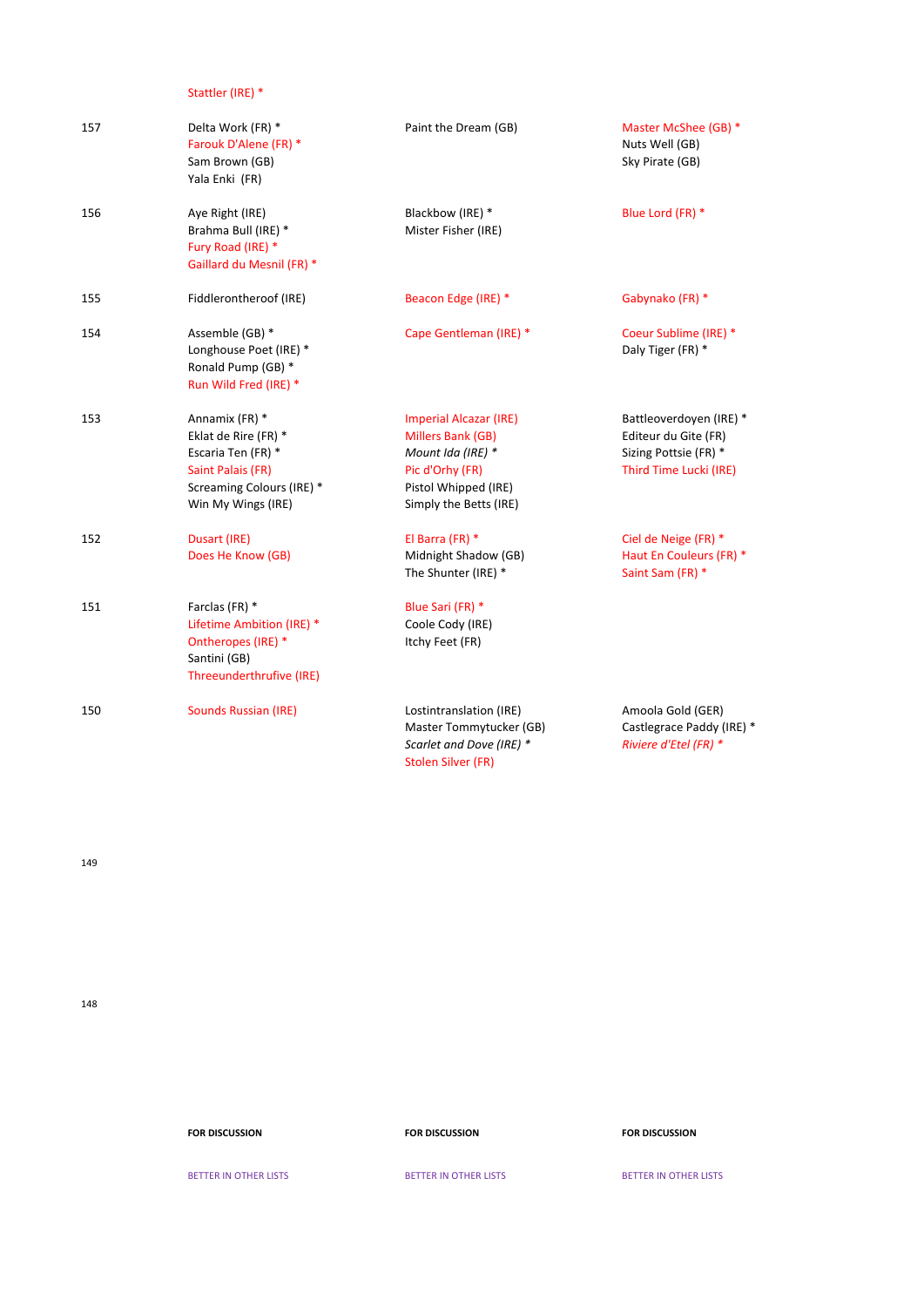| | | | |
|---|---|---|---|
| | Stattler (IRE) * | | |
| 157 | Delta Work (FR) *<br>Farouk D'Alene (FR) *<br>Sam Brown (GB)<br>Yala Enki (FR) | Paint the Dream (GB) | Master McShee (GB) *<br>Nuts Well (GB)<br>Sky Pirate (GB) |
| 156 | Aye Right (IRE)<br>Brahma Bull (IRE) *<br>Fury Road (IRE) *<br>Gaillard du Mesnil (FR) * | Blackbow (IRE) *<br>Mister Fisher (IRE) | Blue Lord (FR) * |
| 155 | Fiddlerontheroof (IRE) | Beacon Edge (IRE) * | Gabynako (FR) * |
| 154 | Assemble (GB) *<br>Longhouse Poet (IRE) *<br>Ronald Pump (GB) *<br>Run Wild Fred (IRE) * | Cape Gentleman (IRE) * | Coeur Sublime (IRE) *<br>Daly Tiger (FR) * |
| 153 | Annamix (FR) *<br>Eklat de Rire (FR) *<br>Escaria Ten (FR) *<br>Saint Palais (FR)<br>Screaming Colours (IRE) *<br>Win My Wings (IRE) | Imperial Alcazar (IRE)<br>Millers Bank (GB)<br>*Mount Ida (IRE)* *<br>Pic d'Orhy (FR)<br>Pistol Whipped (IRE)<br>Simply the Betts (IRE) | Battleoverdoyen (IRE) *<br>Editeur du Gite (FR)<br>Sizing Pottsie (FR) *<br>Third Time Lucki (IRE) |
| 152 | Dusart (IRE)<br>Does He Know (GB) | El Barra (FR) *<br>Midnight Shadow (GB)<br>The Shunter (IRE) * | Ciel de Neige (FR) *<br>Haut En Couleurs (FR) *<br>Saint Sam (FR) * |
| 151 | Farclas (FR) *<br>Lifetime Ambition (IRE) *<br>Ontheropes (IRE) *<br>Santini (GB)<br>Threeunderthrufive (IRE) | Blue Sari (FR) *<br>Coole Cody (IRE)<br>Itchy Feet (FR) | |
| 150 | Sounds Russian (IRE) | Lostintranslation (IRE)<br>Master Tommytucker (GB)<br>*Scarlet and Dove (IRE)* *<br>Stolen Silver (FR) | Amoola Gold (GER)<br>Castlegrace Paddy (IRE) *<br>*Riviere d'Etel (FR)* * |
| 149 | | | |
| 148 | | | |

**FOR DISCUSSION** | **FOR DISCUSSION** | **FOR DISCUSSION**

BETTER IN OTHER LISTS | BETTER IN OTHER LISTS | BETTER IN OTHER LISTS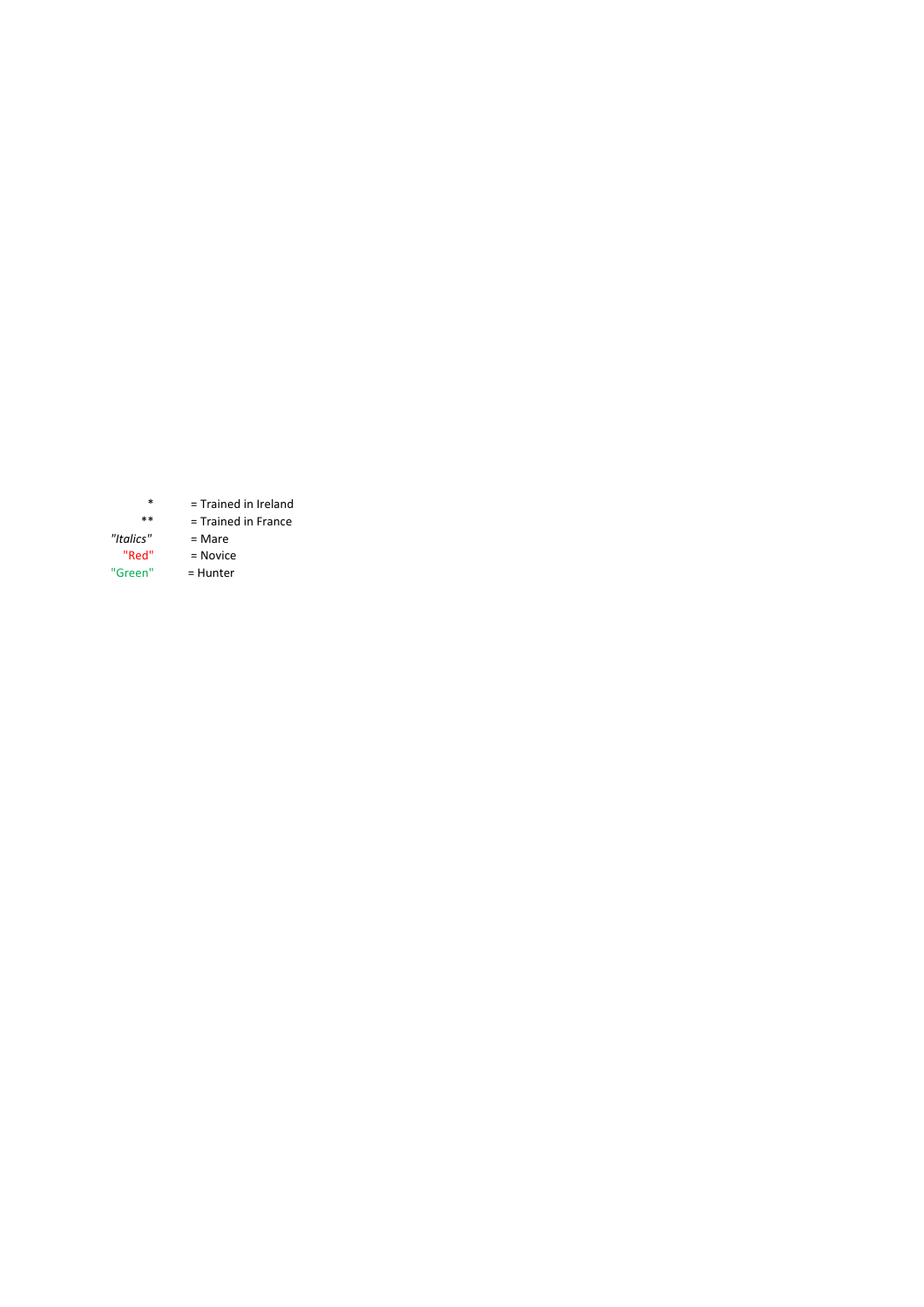| | |
|---|---|
| * | = Trained in Ireland |
| ** | = Trained in France |
| *"Italics"* | = Mare |
| "Red" | = Novice |
| "Green" | = Hunter |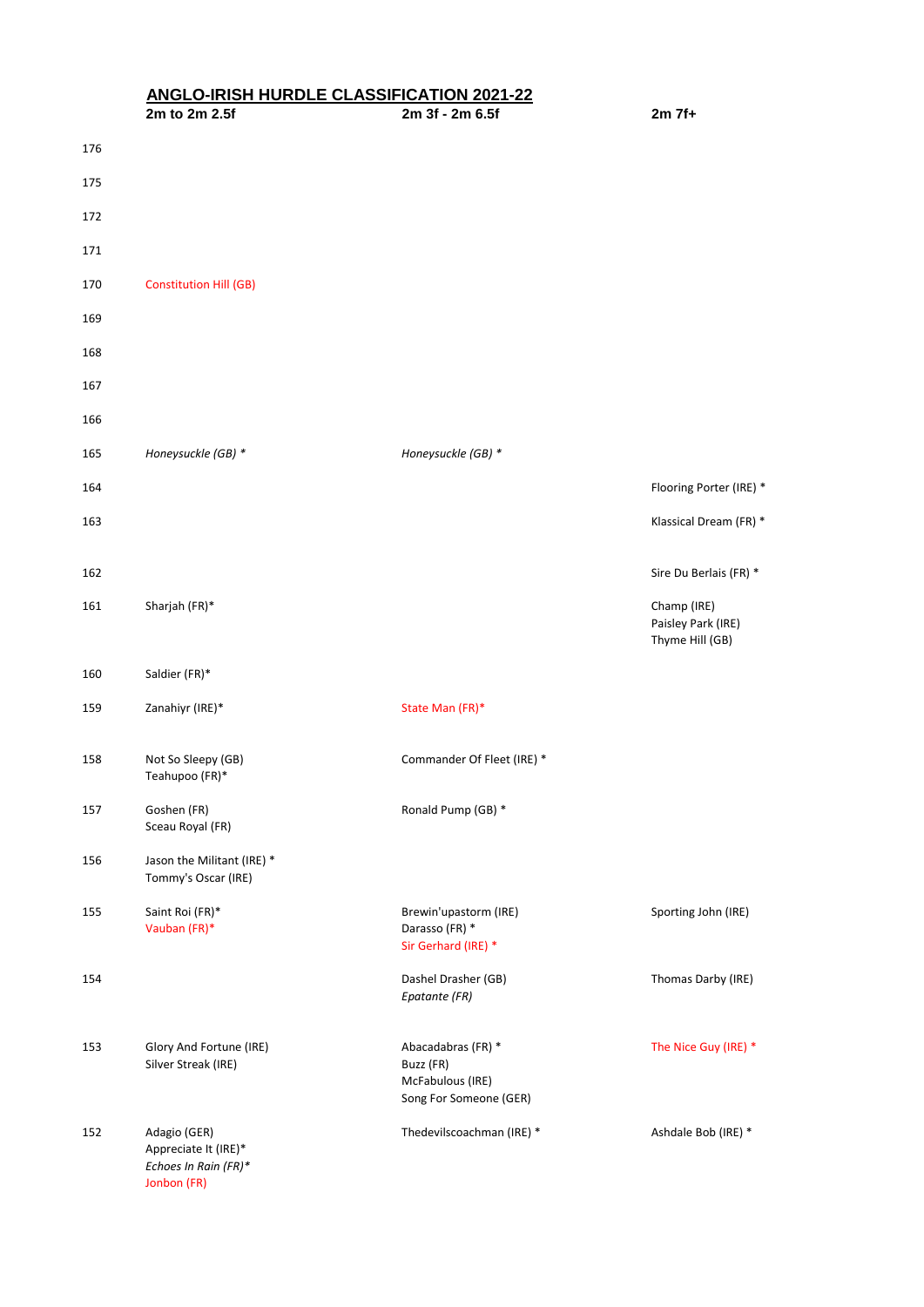## ANGLO-IRISH HURDLE CLASSIFICATION 2021-22

| | 2m to 2m 2.5f | 2m 3f - 2m 6.5f | 2m 7f+ |
|---|---|---|---|
| 176 | | | |
| 175 | | | |
| 172 | | | |
| 171 | | | |
| 170 | Constitution Hill (GB) | | |
| 169 | | | |
| 168 | | | |
| 167 | | | |
| 166 | | | |
| 165 | *Honeysuckle (GB) ** | *Honeysuckle (GB) ** | |
| 164 | | | Flooring Porter (IRE) * |
| 163 | | | Klassical Dream (FR) * |
| 162 | | | Sire Du Berlais (FR) * |
| 161 | Sharjah (FR)* | | Champ (IRE)<br>Paisley Park (IRE)<br>Thyme Hill (GB) |
| 160 | Saldier (FR)* | | |
| 159 | Zanahiyr (IRE)* | State Man (FR)* | |
| 158 | Not So Sleepy (GB)<br>Teahupoo (FR)* | Commander Of Fleet (IRE) * | |
| 157 | Goshen (FR)<br>Sceau Royal (FR) | Ronald Pump (GB) * | |
| 156 | Jason the Militant (IRE) *<br>Tommy's Oscar (IRE) | | |
| 155 | Saint Roi (FR)*<br>Vauban (FR)* | Brewin'upastorm (IRE)<br>Darasso (FR) *<br>Sir Gerhard (IRE) * | Sporting John (IRE) |
| 154 | | Dashel Drasher (GB)<br>*Epatante (FR)* | Thomas Darby (IRE) |
| 153 | Glory And Fortune (IRE)<br>Silver Streak (IRE) | Abacadabras (FR) *<br>Buzz (FR)<br>McFabulous (IRE)<br>Song For Someone (GER) | The Nice Guy (IRE) * |
| 152 | Adagio (GER)<br>Appreciate It (IRE)*<br>*Echoes In Rain (FR)**<br>Jonbon (FR) | Thedevilscoachman (IRE) * | Ashdale Bob (IRE) * |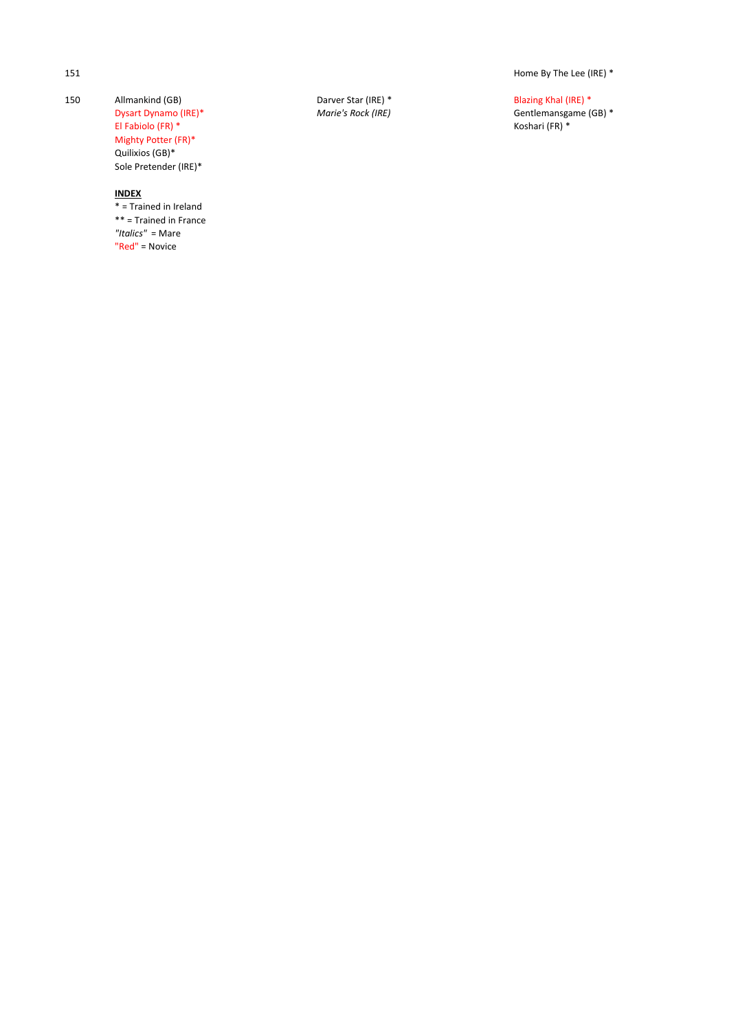| | | | |
|---|---|---|---|
| 151 | | | Home By The Lee (IRE) * |
| 150 | Allmankind (GB)<br>Dysart Dynamo (IRE)*<br>El Fabiolo (FR) *<br>Mighty Potter (FR)*<br>Quilixios (GB)*<br>Sole Pretender (IRE)* | Darver Star (IRE) *<br>*Marie's Rock (IRE)* | Blazing Khal (IRE) *<br>Gentlemansgame (GB) *<br>Koshari (FR) * |

**INDEX**

\* = Trained in Ireland

** = Trained in France

*"Italics"* = Mare

"Red" = Novice